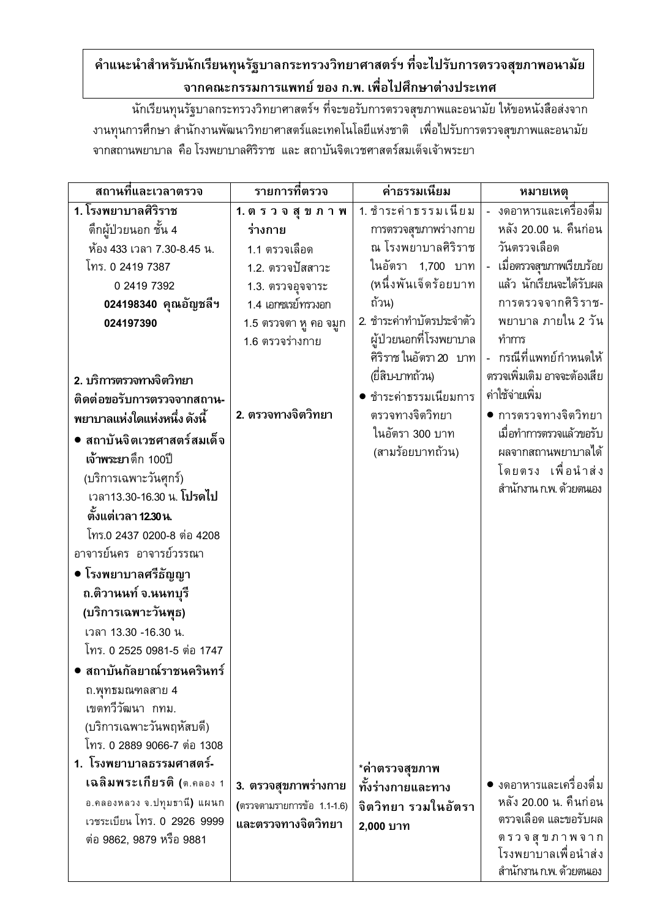**คำแนะนำสำหรับนักเรียนทุนรัฐบาลกระทรวงวิทยาศาสตร์ฯ ที่จะไปรับการตรวจสุขภาพอนามัย จากคณะกรรมการแพทย์ ของ ก.พ. เพื่อไปศึกษาต่างประเทศ**

นักเรียนทุนรัฐบาลกระทรวงวิทยาศาสตร์ฯ ที่จะขอรับการตรวจสุขภาพและอนามัย ให้ขอหนังสือส่งจากงานทุนการศึกษา สำนักงานพัฒนาวิทยาศาสตร์และเทคโนโลยีแห่งชาติ เพื่อไปรับการตรวจสุขภาพและอนามัยจากสถานพยาบาล คือ โรงพยาบาลศิริราช และ สถาบันจิตเวชศาสตร์สมเด็จเจ้าพระยา

| สถานที่และเวลาตรวจ | รายการที่ตรวจ | ค่าธรรมเนียม | หมายเหตุ |
|---|---|---|---|
| **1. โรงพยาบาลศิริราช**<br>ตึกผู้ป่วยนอก ชั้น 4<br>ห้อง 433 เวลา 7.30-8.45 น.<br>โทร. 0 2419 7387<br>0 2419 7392<br>**024198340 คุณอัญชลีฯ**<br>**024197390** | **1. ตรวจสุขภาพร่างกาย**<br>1.1 ตรวจเลือด<br>1.2. ตรวจปัสสาวะ<br>1.3. ตรวจอุจจาระ<br>1.4 เอกซเรย์ทรวงอก<br>1.5 ตรวจตา หู คอ จมูก<br>1.6 ตรวจร่างกาย | 1. ชำระค่าธรรมเนียมการตรวจสุขภาพร่างกาย ณ โรงพยาบาลศิริราช ในอัตรา 1,700 บาท (หนึ่งพันเจ็ดร้อยบาทถ้วน)<br>2. ชำระค่าทำบัตรประจำตัวผู้ป่วยนอกที่โรงพยาบาลศิริราช ในอัตรา 20 บาท (ยี่สิบบาทถ้วน) | - งดอาหารและเครื่องดื่มหลัง 20.00 น. คืนก่อนวันตรวจเลือด<br>- เมื่อตรวจสุขภาพเรียบร้อยแล้ว นักเรียนจะได้รับผลการตรวจจากศิริราชพยาบาล ภายใน 2 วันทำการ<br>- กรณีที่แพทย์กำหนดให้ตรวจเพิ่มเติม อาจจะต้องเสียค่าใช้จ่ายเพิ่ม |
| **2. บริการตรวจทางจิตวิทยา ติดต่อขอรับการตรวจจากสถานพยาบาลแห่งใดแห่งหนึ่ง ดังนี้**<br>● **สถาบันจิตเวชศาสตร์สมเด็จเจ้าพระยา** ตึก 100ปี (บริการเฉพาะวันศุกร์) เวลา13.30-16.30 น. **โปรดไปตั้งแต่เวลา 12.30 น.** โทร.0 2437 0200-8 ต่อ 4208 อาจารย์นคร อาจารย์วรรณา<br>● **โรงพยาบาลศรีธัญญา ถ.ติวานนท์ จ.นนทบุรี (บริการเฉพาะวันพุธ)** เวลา 13.30 -16.30 น. โทร. 0 2525 0981-5 ต่อ 1747<br>● **สถาบันกัลยาณ์ราชนครินทร์** ถ.พุทธมณฑลสาย 4 เขตทวีวัฒนา กทม. (บริการเฉพาะวันพฤหัสบดี) โทร. 0 2889 9066-7 ต่อ 1308 | **2. ตรวจทางจิตวิทยา** | ● ชำระค่าธรรมเนียมการตรวจทางจิตวิทยา ในอัตรา 300 บาท (สามร้อยบาทถ้วน) | ● การตรวจทางจิตวิทยา เมื่อทำการตรวจแล้วขอรับผลจากสถานพยาบาลได้โดยตรง เพื่อนำส่งสำนักงาน ก.พ. ด้วยตนเอง |
| **1. โรงพยาบาลธรรมศาสตร์เฉลิมพระเกียรติ** (ต.คลอง 1 อ.คลองหลวง จ.ปทุมธานี) แผนกเวชระเบียน โทร. 0 2926 9999 ต่อ 9862, 9879 หรือ 9881 | **3. ตรวจสุขภาพร่างกาย** (ตรวจตามรายการข้อ 1.1-1.6) **และตรวจทางจิตวิทยา** | ***ค่าตรวจสุขภาพทั้งร่างกายและทางจิตวิทยา รวมในอัตรา 2,000 บาท** | ● งดอาหารและเครื่องดื่มหลัง 20.00 น. คืนก่อนตรวจเลือด และขอรับผลตรวจสุขภาพจากโรงพยาบาลเพื่อนำส่งสำนักงาน ก.พ. ด้วยตนเอง |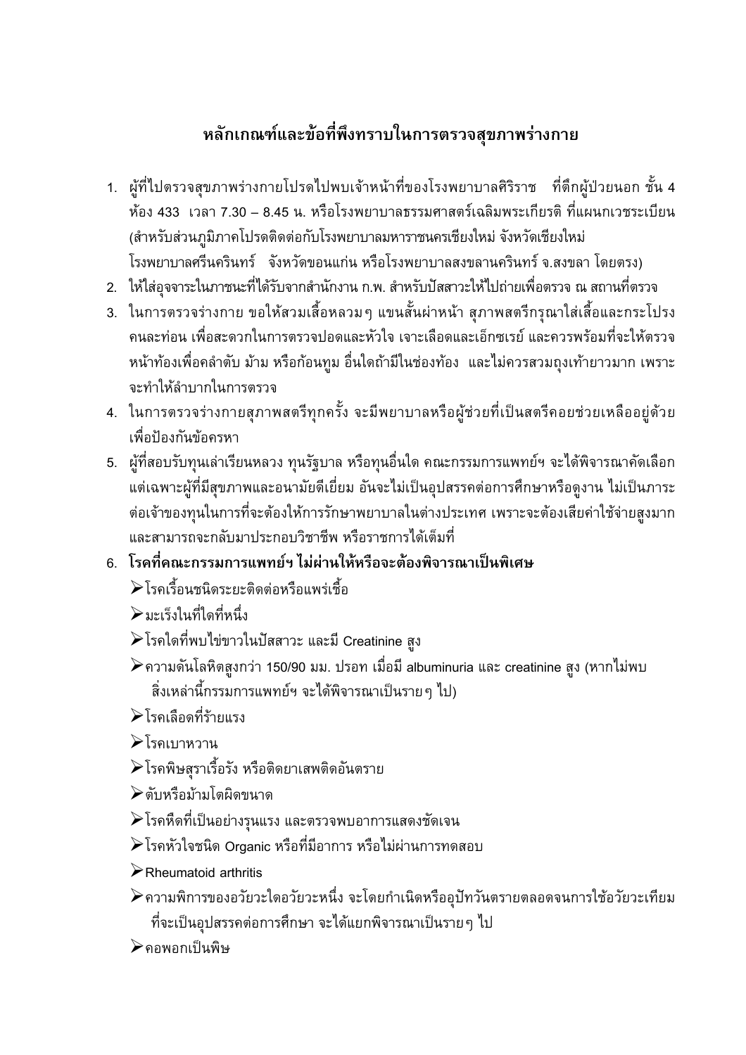## หลักเกณฑ์และข้อที่พึงทราบในการตรวจสุขภาพร่างกาย

1. ผู้ที่ไปตรวจสุขภาพร่างกายโปรดไปพบเจ้าหน้าที่ของโรงพยาบาลศิริราช ที่ตึกผู้ป่วยนอก ชั้น 4 ห้อง 433 เวลา 7.30 – 8.45 น. หรือโรงพยาบาลธรรมศาสตร์เฉลิมพระเกียรติ ที่แผนกเวชระเบียน (สำหรับส่วนภูมิภาคโปรดติดต่อกับโรงพยาบาลมหาราชนครเชียงใหม่ จังหวัดเชียงใหม่ โรงพยาบาลศรีนครินทร์ จังหวัดขอนแก่น หรือโรงพยาบาลสงขลานครินทร์ จ.สงขลา โดยตรง)
2. ให้ใส่อุจจาระในภาชนะที่ได้รับจากสำนักงาน ก.พ. สำหรับปัสสาวะให้ไปถ่ายเพื่อตรวจ ณ สถานที่ตรวจ
3. ในการตรวจร่างกาย ขอให้สวมเสื้อหลวมๆ แขนสั้นผ่าหน้า สุภาพสตรีกรุณาใส่เสื้อและกระโปรงคนละท่อน เพื่อสะดวกในการตรวจปอดและหัวใจ เจาะเลือดและเอ็กซเรย์ และควรพร้อมที่จะให้ตรวจหน้าท้องเพื่อคลำตับ ม้าม หรือก้อนทูม อื่นใดถ้ามีในช่องท้อง และไม่ควรสวมถุงเท้ายาวมาก เพราะจะทำให้ลำบากในการตรวจ
4. ในการตรวจร่างกายสุภาพสตรีทุกครั้ง จะมีพยาบาลหรือผู้ช่วยที่เป็นสตรีคอยช่วยเหลืออยู่ด้วย เพื่อป้องกันข้อครหา
5. ผู้ที่สอบรับทุนเล่าเรียนหลวง ทุนรัฐบาล หรือทุนอื่นใด คณะกรรมการแพทย์ฯ จะได้พิจารณาคัดเลือกแต่เฉพาะผู้ที่มีสุขภาพและอนามัยดีเยี่ยม อันจะไม่เป็นอุปสรรคต่อการศึกษาหรือดูงาน ไม่เป็นภาระต่อเจ้าของทุนในการที่จะต้องให้การรักษาพยาบาลในต่างประเทศ เพราะจะต้องเสียค่าใช้จ่ายสูงมาก และสามารถจะกลับมาประกอบวิชาชีพ หรือราชการได้เต็มที่
6. **โรคที่คณะกรรมการแพทย์ฯ ไม่ผ่านให้หรือจะต้องพิจารณาเป็นพิเศษ**
   - โรคเรื้อนชนิดระยะติดต่อหรือแพร่เชื้อ
   - มะเร็งในที่ใดที่หนึ่ง
   - โรคใดที่พบไข่ขาวในปัสสาวะ และมี Creatinine สูง
   - ความดันโลหิตสูงกว่า 150/90 มม. ปรอท เมื่อมี albuminuria และ creatinine สูง (หากไม่พบสิ่งเหล่านี้กรรมการแพทย์ฯ จะได้พิจารณาเป็นรายๆ ไป)
   - โรคเลือดที่ร้ายแรง
   - โรคเบาหวาน
   - โรคพิษสุราเรื้อรัง หรือติดยาเสพติดอันตราย
   - ตับหรือม้ามโตผิดขนาด
   - โรคหืดที่เป็นอย่างรุนแรง และตรวจพบอาการแสดงชัดเจน
   - โรคหัวใจชนิด Organic หรือที่มีอาการ หรือไม่ผ่านการทดสอบ
   - Rheumatoid arthritis
   - ความพิการของอวัยวะใดอวัยวะหนึ่ง จะโดยกำเนิดหรืออุบัทวันตรายตลอดจนการใช้อวัยวะเทียมที่จะเป็นอุปสรรคต่อการศึกษา จะได้แยกพิจารณาเป็นรายๆ ไป
   - คอพอกเป็นพิษ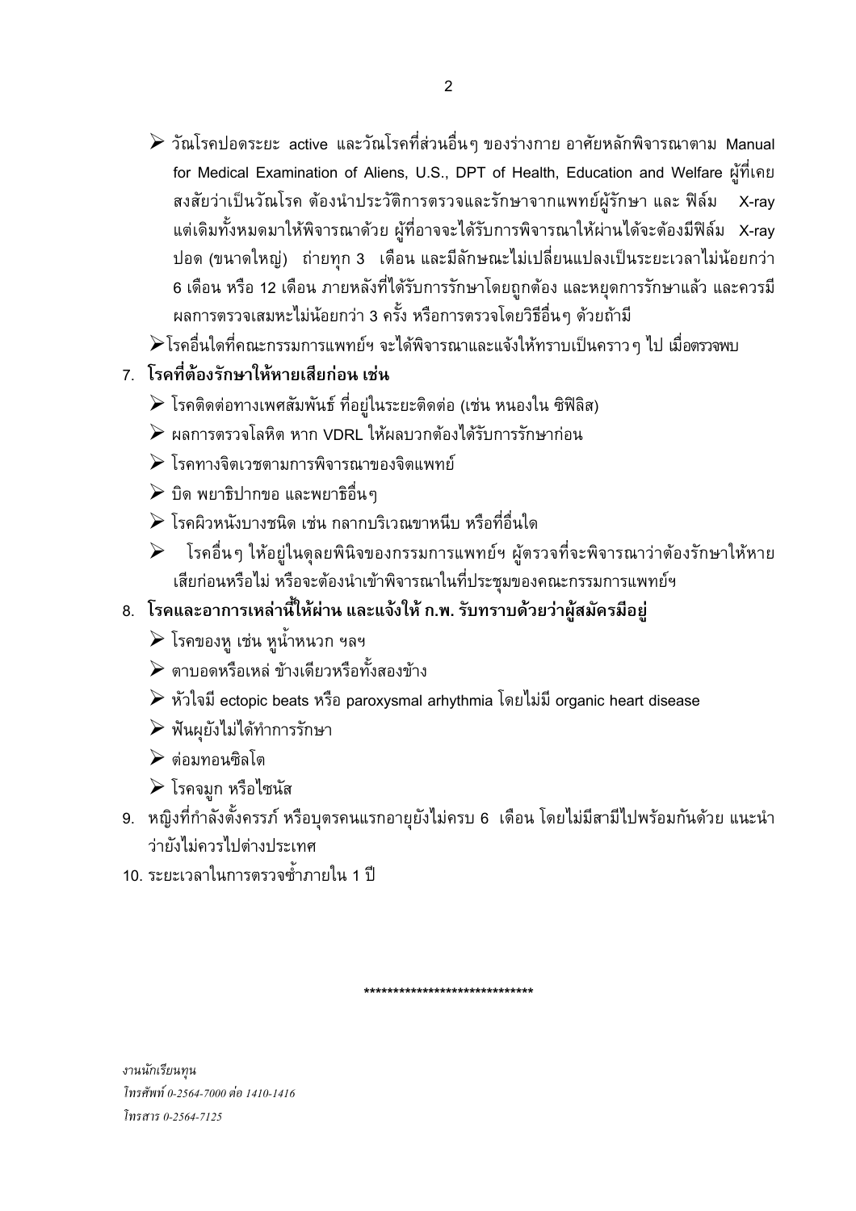- วัณโรคปอดระยะ active และวัณโรคที่ส่วนอื่นๆ ของร่างกาย อาศัยหลักพิจารณาตาม Manual for Medical Examination of Aliens, U.S., DPT of Health, Education and Welfare ผู้ที่เคยสงสัยว่าเป็นวัณโรค ต้องนำประวัติการตรวจและรักษาจากแพทย์ผู้รักษา และ ฟิล์ม X-ray แต่เดิมทั้งหมดมาให้พิจารณาด้วย ผู้ที่อาจจะได้รับการพิจารณาให้ผ่านได้จะต้องมีฟิล์ม X-ray ปอด (ขนาดใหญ่) ถ่ายทุก 3 เดือน และมีลักษณะไม่เปลี่ยนแปลงเป็นระยะเวลาไม่น้อยกว่า 6 เดือน หรือ 12 เดือน ภายหลังที่ได้รับการรักษาโดยถูกต้อง และหยุดการรักษาแล้ว และควรมีผลการตรวจเสมหะไม่น้อยกว่า 3 ครั้ง หรือการตรวจโดยวิธีอื่นๆ ด้วยถ้ามี
- โรคอื่นใดที่คณะกรรมการแพทย์ฯ จะได้พิจารณาและแจ้งให้ทราบเป็นคราวๆ ไป เมื่อตรวจพบ

7. **โรคที่ต้องรักษาให้หายเสียก่อน เช่น**
   - โรคติดต่อทางเพศสัมพันธ์ ที่อยู่ในระยะติดต่อ (เช่น หนองใน ซิฟิลิส)
   - ผลการตรวจโลหิต หาก VDRL ให้ผลบวกต้องได้รับการรักษาก่อน
   - โรคทางจิตเวชตามการพิจารณาของจิตแพทย์
   - บิด พยาธิปากขอ และพยาธิอื่นๆ
   - โรคผิวหนังบางชนิด เช่น กลากบริเวณขาหนีบ หรือที่อื่นใด
   - โรคอื่นๆ ให้อยู่ในดุลยพินิจของกรรมการแพทย์ฯ ผู้ตรวจที่จะพิจารณาว่าต้องรักษาให้หายเสียก่อนหรือไม่ หรือจะต้องนำเข้าพิจารณาในที่ประชุมของคณะกรรมการแพทย์ฯ

8. **โรคและอาการเหล่านี้ให้ผ่าน และแจ้งให้ ก.พ. รับทราบด้วยว่าผู้สมัครมีอยู่**
   - โรคของหู เช่น หูน้ำหนวก ฯลฯ
   - ตาบอดหรือเหล่ ข้างเดียวหรือทั้งสองข้าง
   - หัวใจมี ectopic beats หรือ paroxysmal arhythmia โดยไม่มี organic heart disease
   - ฟันผุยังไม่ได้ทำการรักษา
   - ต่อมทอนซิลโต
   - โรคจมูก หรือไซนัส

9. หญิงที่กำลังตั้งครรภ์ หรือบุตรคนแรกอายุยังไม่ครบ 6 เดือน โดยไม่มีสามีไปพร้อมกันด้วย แนะนำว่ายังไม่ควรไปต่างประเทศ
10. ระยะเวลาในการตรวจซ้ำภายใน 1 ปี

\*\*\*\*\*\*\*\*\*\*\*\*\*\*\*\*\*\*\*\*\*\*\*\*\*\*\*\*\*\*

*งานนักเรียนทุน*
*โทรศัพท์ 0-2564-7000 ต่อ 1410-1416*
*โทรสาร 0-2564-7125*